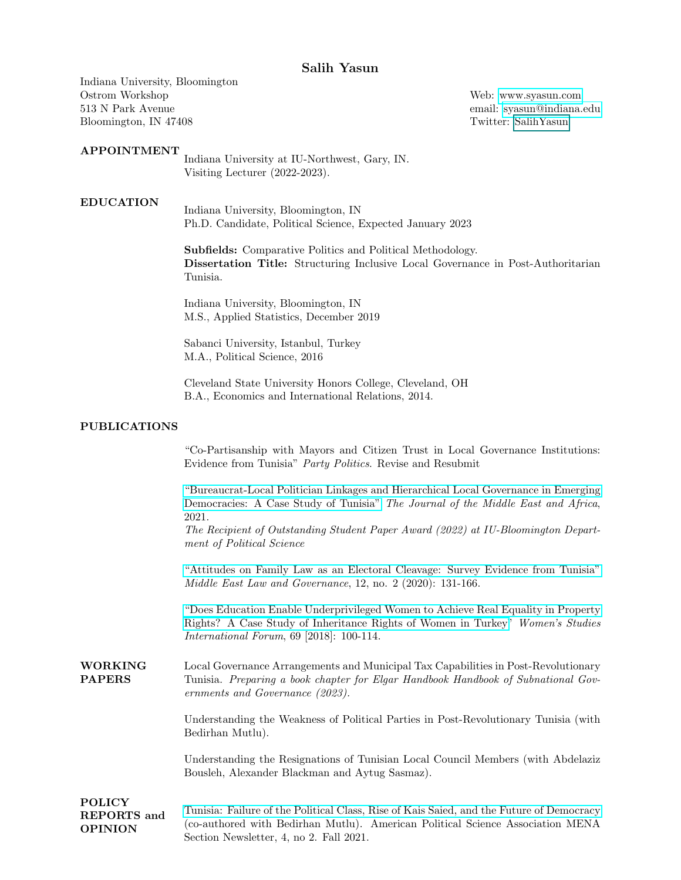# Salih Yasun

Indiana University, Bloomington
Ostrom Workshop
513 N Park Avenue
Bloomington, IN 47408

Web: www.syasun.com
email: syasun@indiana.edu
Twitter: SalihYasun

## APPOINTMENT

Indiana University at IU-Northwest, Gary, IN.
Visiting Lecturer (2022-2023).

## EDUCATION

Indiana University, Bloomington, IN
Ph.D. Candidate, Political Science, Expected January 2023

**Subfields:** Comparative Politics and Political Methodology.
**Dissertation Title:** Structuring Inclusive Local Governance in Post-Authoritarian Tunisia.

Indiana University, Bloomington, IN
M.S., Applied Statistics, December 2019

Sabanci University, Istanbul, Turkey
M.A., Political Science, 2016

Cleveland State University Honors College, Cleveland, OH
B.A., Economics and International Relations, 2014.

## PUBLICATIONS

"Co-Partisanship with Mayors and Citizen Trust in Local Governance Institutions: Evidence from Tunisia" *Party Politics*. Revise and Resubmit

"Bureaucrat-Local Politician Linkages and Hierarchical Local Governance in Emerging Democracies: A Case Study of Tunisia" *The Journal of the Middle East and Africa*, 2021.
*The Recipient of Outstanding Student Paper Award (2022) at IU-Bloomington Department of Political Science*

"Attitudes on Family Law as an Electoral Cleavage: Survey Evidence from Tunisia" *Middle East Law and Governance*, 12, no. 2 (2020): 131-166.

"Does Education Enable Underprivileged Women to Achieve Real Equality in Property Rights? A Case Study of Inheritance Rights of Women in Turkey" *Women's Studies International Forum*, 69 [2018]: 100-114.

## WORKING PAPERS

Local Governance Arrangements and Municipal Tax Capabilities in Post-Revolutionary Tunisia. *Preparing a book chapter for Elgar Handbook Handbook of Subnational Governments and Governance (2023).*

Understanding the Weakness of Political Parties in Post-Revolutionary Tunisia (with Bedirhan Mutlu).

Understanding the Resignations of Tunisian Local Council Members (with Abdelaziz Bousleh, Alexander Blackman and Aytug Sasmaz).

## POLICY REPORTS and OPINION

Tunisia: Failure of the Political Class, Rise of Kais Saied, and the Future of Democracy (co-authored with Bedirhan Mutlu). American Political Science Association MENA Section Newsletter, 4, no 2. Fall 2021.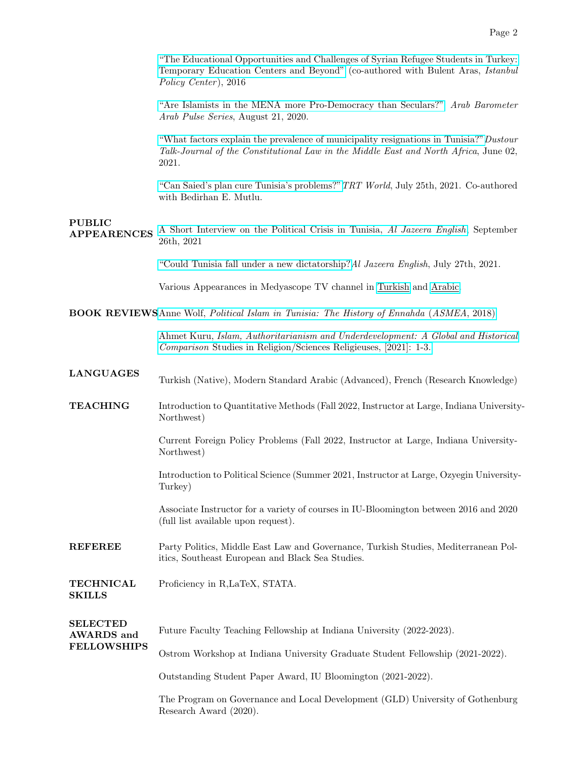"The Educational Opportunities and Challenges of Syrian Refugee Students in Turkey: Temporary Education Centers and Beyond" (co-authored with Bulent Aras, *Istanbul Policy Center*), 2016

"Are Islamists in the MENA more Pro-Democracy than Seculars?" *Arab Barometer Arab Pulse Series*, August 21, 2020.

"What factors explain the prevalence of municipality resignations in Tunisia?" *Dustour Talk-Journal of the Constitutional Law in the Middle East and North Africa*, June 02, 2021.

"Can Saied's plan cure Tunisia's problems?" *TRT World*, July 25th, 2021. Co-authored with Bedirhan E. Mutlu.

## PUBLIC APPEARENCES

A Short Interview on the Political Crisis in Tunisia, *Al Jazeera English*, September 26th, 2021

"Could Tunisia fall under a new dictatorship?" *Al Jazeera English*, July 27th, 2021.

Various Appearances in Medyascope TV channel in Turkish and Arabic.

## BOOK REVIEWS

Anne Wolf, *Political Islam in Tunisia: The History of Ennahda* (*ASMEA*, 2018).

Ahmet Kuru, *Islam, Authoritarianism and Underdevelopment: A Global and Historical Comparison* Studies in Religion/Sciences Religieuses, [2021]: 1-3.

## LANGUAGES

Turkish (Native), Modern Standard Arabic (Advanced), French (Research Knowledge)

## TEACHING

Introduction to Quantitative Methods (Fall 2022, Instructor at Large, Indiana University-Northwest)

Current Foreign Policy Problems (Fall 2022, Instructor at Large, Indiana University-Northwest)

Introduction to Political Science (Summer 2021, Instructor at Large, Ozyegin University-Turkey)

Associate Instructor for a variety of courses in IU-Bloomington between 2016 and 2020 (full list available upon request).

## REFEREE

Party Politics, Middle East Law and Governance, Turkish Studies, Mediterranean Politics, Southeast European and Black Sea Studies.

## TECHNICAL SKILLS

Proficiency in R,LaTeX, STATA.

## SELECTED AWARDS and FELLOWSHIPS

Future Faculty Teaching Fellowship at Indiana University (2022-2023).

Ostrom Workshop at Indiana University Graduate Student Fellowship (2021-2022).

Outstanding Student Paper Award, IU Bloomington (2021-2022).

The Program on Governance and Local Development (GLD) University of Gothenburg Research Award (2020).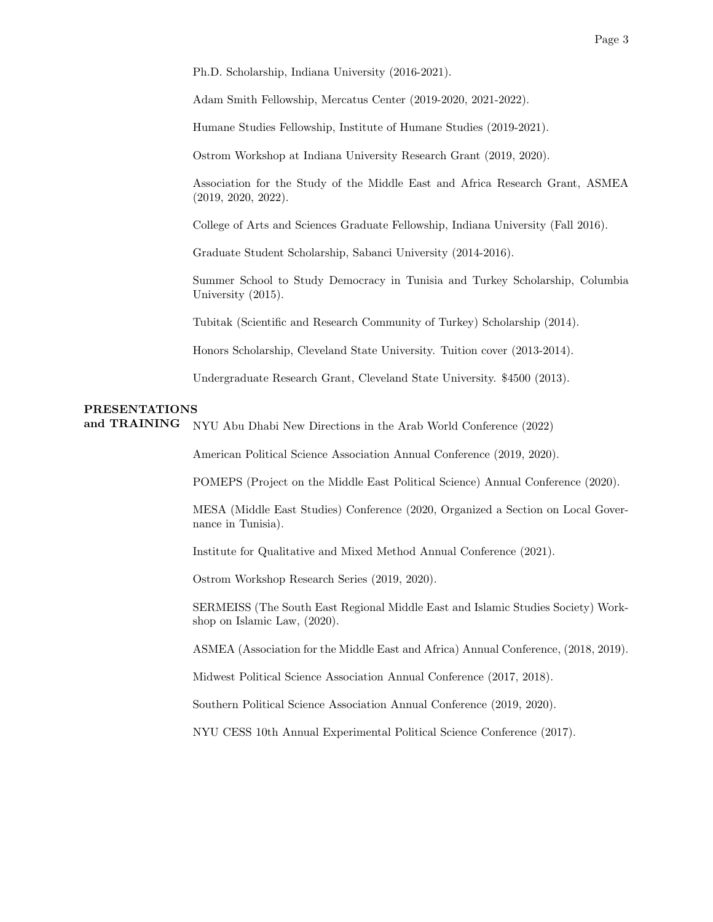Ph.D. Scholarship, Indiana University (2016-2021).

Adam Smith Fellowship, Mercatus Center (2019-2020, 2021-2022).

Humane Studies Fellowship, Institute of Humane Studies (2019-2021).

Ostrom Workshop at Indiana University Research Grant (2019, 2020).

Association for the Study of the Middle East and Africa Research Grant, ASMEA (2019, 2020, 2022).

College of Arts and Sciences Graduate Fellowship, Indiana University (Fall 2016).

Graduate Student Scholarship, Sabanci University (2014-2016).

Summer School to Study Democracy in Tunisia and Turkey Scholarship, Columbia University (2015).

Tubitak (Scientific and Research Community of Turkey) Scholarship (2014).

Honors Scholarship, Cleveland State University. Tuition cover (2013-2014).

Undergraduate Research Grant, Cleveland State University. $4500 (2013).

**PRESENTATIONS and TRAINING**

NYU Abu Dhabi New Directions in the Arab World Conference (2022)

American Political Science Association Annual Conference (2019, 2020).

POMEPS (Project on the Middle East Political Science) Annual Conference (2020).

MESA (Middle East Studies) Conference (2020, Organized a Section on Local Governance in Tunisia).

Institute for Qualitative and Mixed Method Annual Conference (2021).

Ostrom Workshop Research Series (2019, 2020).

SERMEISS (The South East Regional Middle East and Islamic Studies Society) Workshop on Islamic Law, (2020).

ASMEA (Association for the Middle East and Africa) Annual Conference, (2018, 2019).

Midwest Political Science Association Annual Conference (2017, 2018).

Southern Political Science Association Annual Conference (2019, 2020).

NYU CESS 10th Annual Experimental Political Science Conference (2017).